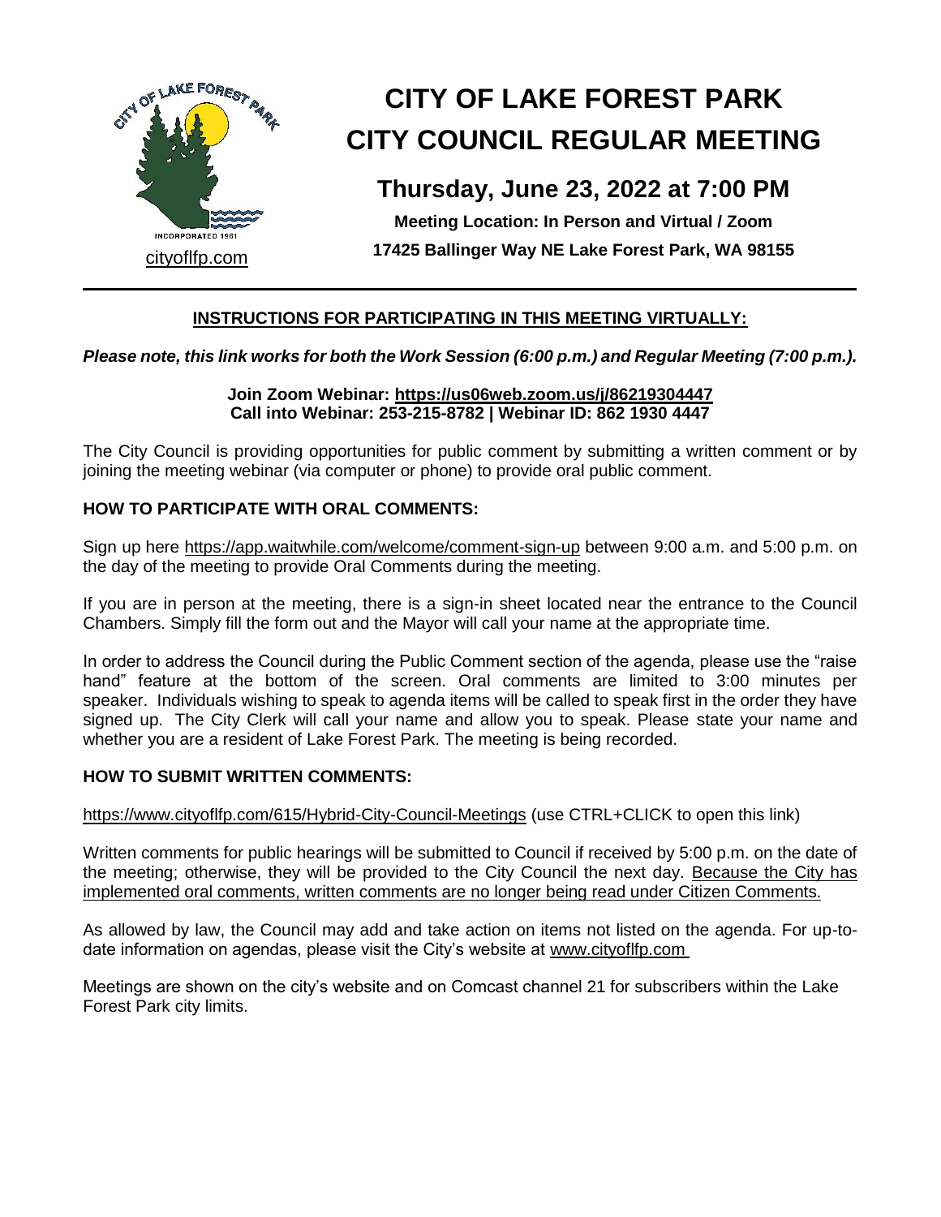cityoflfp.com

# CITY OF LAKE FOREST PARK CITY COUNCIL REGULAR MEETING

## Thursday, June 23, 2022 at 7:00 PM

**Meeting Location: In Person and Virtual / Zoom**

**17425 Ballinger Way NE Lake Forest Park, WA 98155**

---

### INSTRUCTIONS FOR PARTICIPATING IN THIS MEETING VIRTUALLY:

***Please note, this link works for both the Work Session (6:00 p.m.) and Regular Meeting (7:00 p.m.).***

**Join Zoom Webinar: https://us06web.zoom.us/j/86219304447**
**Call into Webinar: 253-215-8782 | Webinar ID: 862 1930 4447**

The City Council is providing opportunities for public comment by submitting a written comment or by joining the meeting webinar (via computer or phone) to provide oral public comment.

### HOW TO PARTICIPATE WITH ORAL COMMENTS:

Sign up here https://app.waitwhile.com/welcome/comment-sign-up between 9:00 a.m. and 5:00 p.m. on the day of the meeting to provide Oral Comments during the meeting.

If you are in person at the meeting, there is a sign-in sheet located near the entrance to the Council Chambers. Simply fill the form out and the Mayor will call your name at the appropriate time.

In order to address the Council during the Public Comment section of the agenda, please use the "raise hand" feature at the bottom of the screen. Oral comments are limited to 3:00 minutes per speaker. Individuals wishing to speak to agenda items will be called to speak first in the order they have signed up. The City Clerk will call your name and allow you to speak. Please state your name and whether you are a resident of Lake Forest Park. The meeting is being recorded.

### HOW TO SUBMIT WRITTEN COMMENTS:

https://www.cityoflfp.com/615/Hybrid-City-Council-Meetings (use CTRL+CLICK to open this link)

Written comments for public hearings will be submitted to Council if received by 5:00 p.m. on the date of the meeting; otherwise, they will be provided to the City Council the next day. Because the City has implemented oral comments, written comments are no longer being read under Citizen Comments.

As allowed by law, the Council may add and take action on items not listed on the agenda. For up-to-date information on agendas, please visit the City's website at www.cityoflfp.com

Meetings are shown on the city's website and on Comcast channel 21 for subscribers within the Lake Forest Park city limits.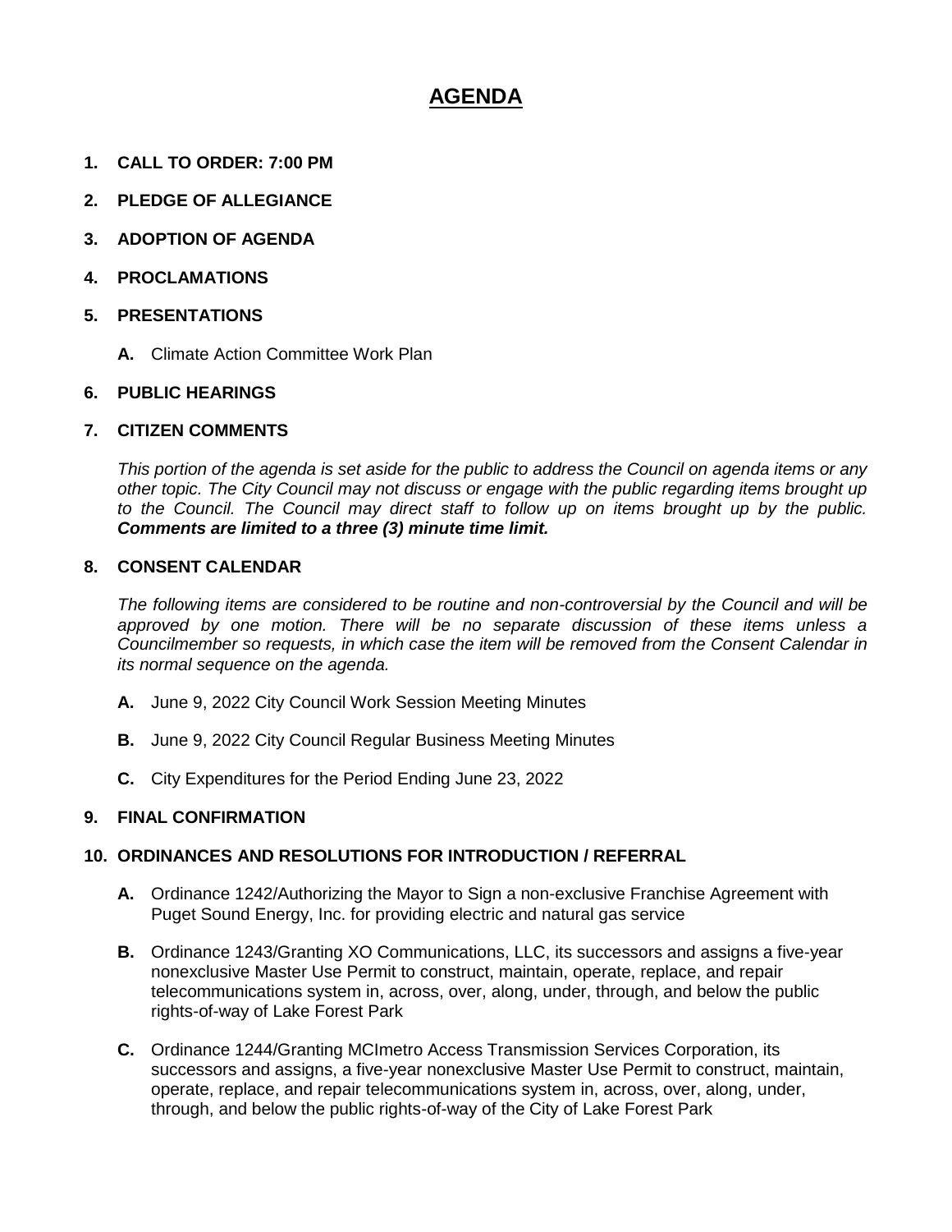# AGENDA

**1. CALL TO ORDER: 7:00 PM**

**2. PLEDGE OF ALLEGIANCE**

**3. ADOPTION OF AGENDA**

**4. PROCLAMATIONS**

**5. PRESENTATIONS**

**A.** Climate Action Committee Work Plan

**6. PUBLIC HEARINGS**

**7. CITIZEN COMMENTS**

*This portion of the agenda is set aside for the public to address the Council on agenda items or any other topic. The City Council may not discuss or engage with the public regarding items brought up to the Council. The Council may direct staff to follow up on items brought up by the public.* ***Comments are limited to a three (3) minute time limit.***

**8. CONSENT CALENDAR**

*The following items are considered to be routine and non-controversial by the Council and will be approved by one motion. There will be no separate discussion of these items unless a Councilmember so requests, in which case the item will be removed from the Consent Calendar in its normal sequence on the agenda.*

**A.** June 9, 2022 City Council Work Session Meeting Minutes

**B.** June 9, 2022 City Council Regular Business Meeting Minutes

**C.** City Expenditures for the Period Ending June 23, 2022

**9. FINAL CONFIRMATION**

**10. ORDINANCES AND RESOLUTIONS FOR INTRODUCTION / REFERRAL**

**A.** Ordinance 1242/Authorizing the Mayor to Sign a non-exclusive Franchise Agreement with Puget Sound Energy, Inc. for providing electric and natural gas service

**B.** Ordinance 1243/Granting XO Communications, LLC, its successors and assigns a five-year nonexclusive Master Use Permit to construct, maintain, operate, replace, and repair telecommunications system in, across, over, along, under, through, and below the public rights-of-way of Lake Forest Park

**C.** Ordinance 1244/Granting MCImetro Access Transmission Services Corporation, its successors and assigns, a five-year nonexclusive Master Use Permit to construct, maintain, operate, replace, and repair telecommunications system in, across, over, along, under, through, and below the public rights-of-way of the City of Lake Forest Park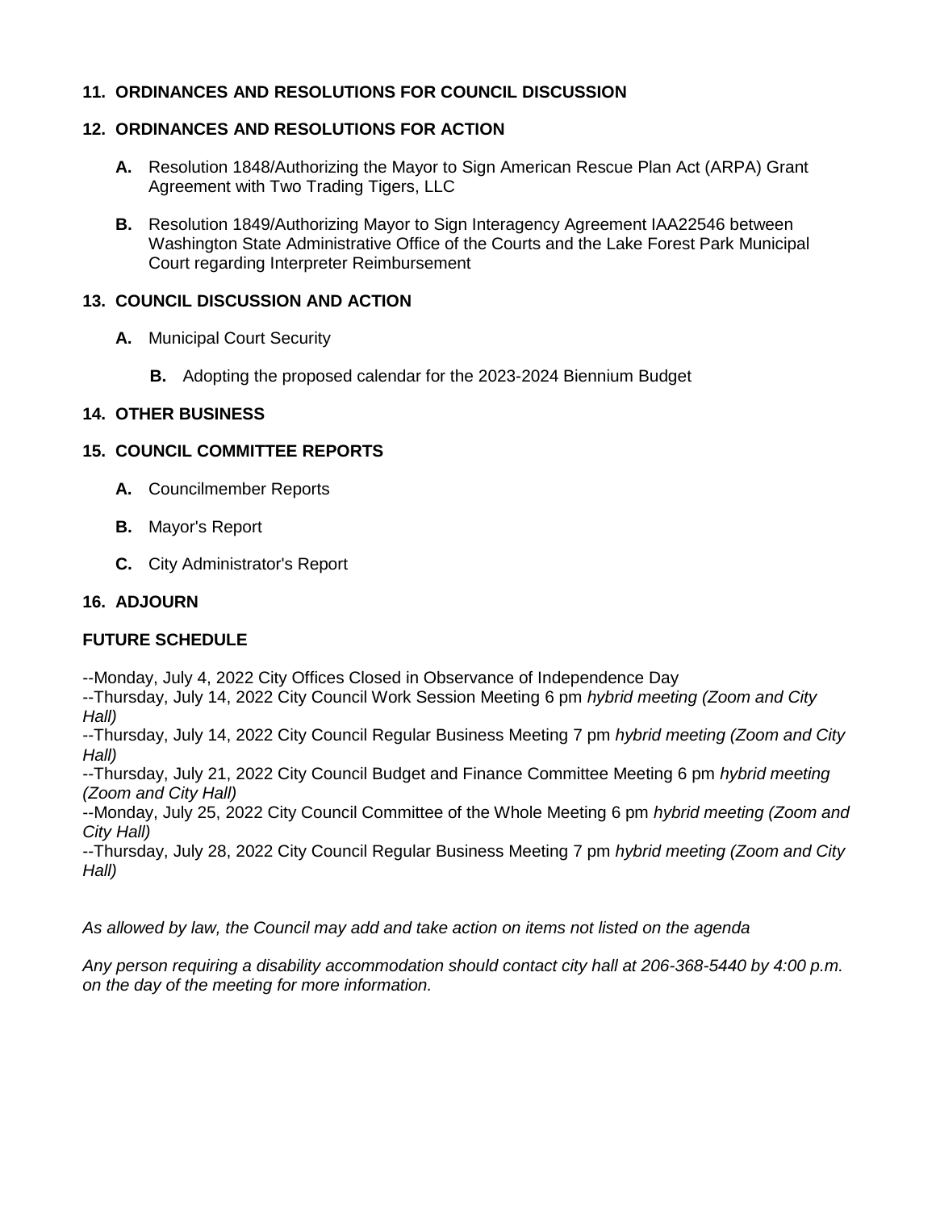## 11. ORDINANCES AND RESOLUTIONS FOR COUNCIL DISCUSSION

## 12. ORDINANCES AND RESOLUTIONS FOR ACTION

**A.** Resolution 1848/Authorizing the Mayor to Sign American Rescue Plan Act (ARPA) Grant Agreement with Two Trading Tigers, LLC

**B.** Resolution 1849/Authorizing Mayor to Sign Interagency Agreement IAA22546 between Washington State Administrative Office of the Courts and the Lake Forest Park Municipal Court regarding Interpreter Reimbursement

## 13. COUNCIL DISCUSSION AND ACTION

**A.** Municipal Court Security

**B.** Adopting the proposed calendar for the 2023-2024 Biennium Budget

## 14. OTHER BUSINESS

## 15. COUNCIL COMMITTEE REPORTS

**A.** Councilmember Reports

**B.** Mayor's Report

**C.** City Administrator's Report

## 16. ADJOURN

## FUTURE SCHEDULE

--Monday, July 4, 2022 City Offices Closed in Observance of Independence Day
--Thursday, July 14, 2022 City Council Work Session Meeting 6 pm *hybrid meeting (Zoom and City Hall)*
--Thursday, July 14, 2022 City Council Regular Business Meeting 7 pm *hybrid meeting (Zoom and City Hall)*
--Thursday, July 21, 2022 City Council Budget and Finance Committee Meeting 6 pm *hybrid meeting (Zoom and City Hall)*
--Monday, July 25, 2022 City Council Committee of the Whole Meeting 6 pm *hybrid meeting (Zoom and City Hall)*
--Thursday, July 28, 2022 City Council Regular Business Meeting 7 pm *hybrid meeting (Zoom and City Hall)*

*As allowed by law, the Council may add and take action on items not listed on the agenda*

*Any person requiring a disability accommodation should contact city hall at 206-368-5440 by 4:00 p.m. on the day of the meeting for more information.*